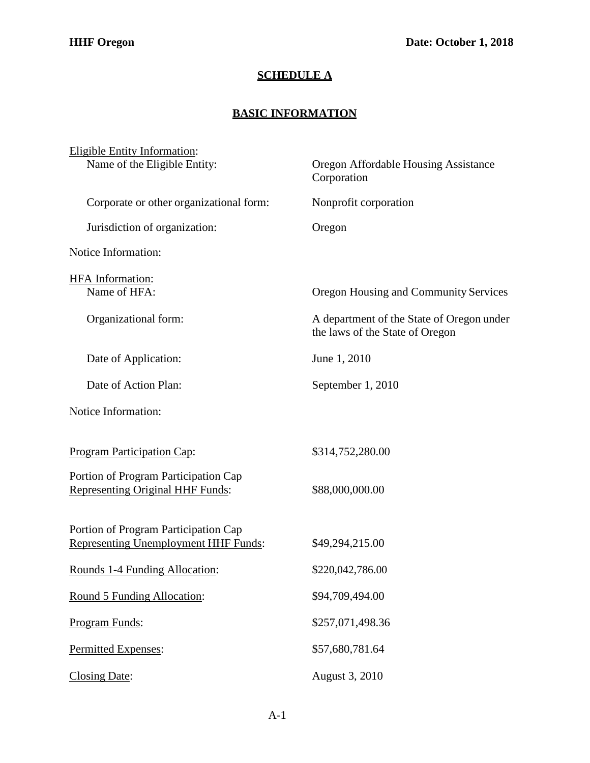**HHF Oregon** **Date: October 1, 2018**

## SCHEDULE A

## BASIC INFORMATION

Eligible Entity Information:

| | |
|---|---|
| Name of the Eligible Entity: | Oregon Affordable Housing Assistance Corporation |
| Corporate or other organizational form: | Nonprofit corporation |
| Jurisdiction of organization: | Oregon |

Notice Information:

HFA Information:

| | |
|---|---|
| Name of HFA: | Oregon Housing and Community Services |
| Organizational form: | A department of the State of Oregon under the laws of the State of Oregon |
| Date of Application: | June 1, 2010 |
| Date of Action Plan: | September 1, 2010 |

Notice Information:

| | |
|---|---|
| Program Participation Cap: | $314,752,280.00 |
| Portion of Program Participation Cap Representing Original HHF Funds: | $88,000,000.00 |
| Portion of Program Participation Cap Representing Unemployment HHF Funds: | $49,294,215.00 |
| Rounds 1-4 Funding Allocation: | $220,042,786.00 |
| Round 5 Funding Allocation: | $94,709,494.00 |
| Program Funds: | $257,071,498.36 |
| Permitted Expenses: | $57,680,781.64 |
| Closing Date: | August 3, 2010 |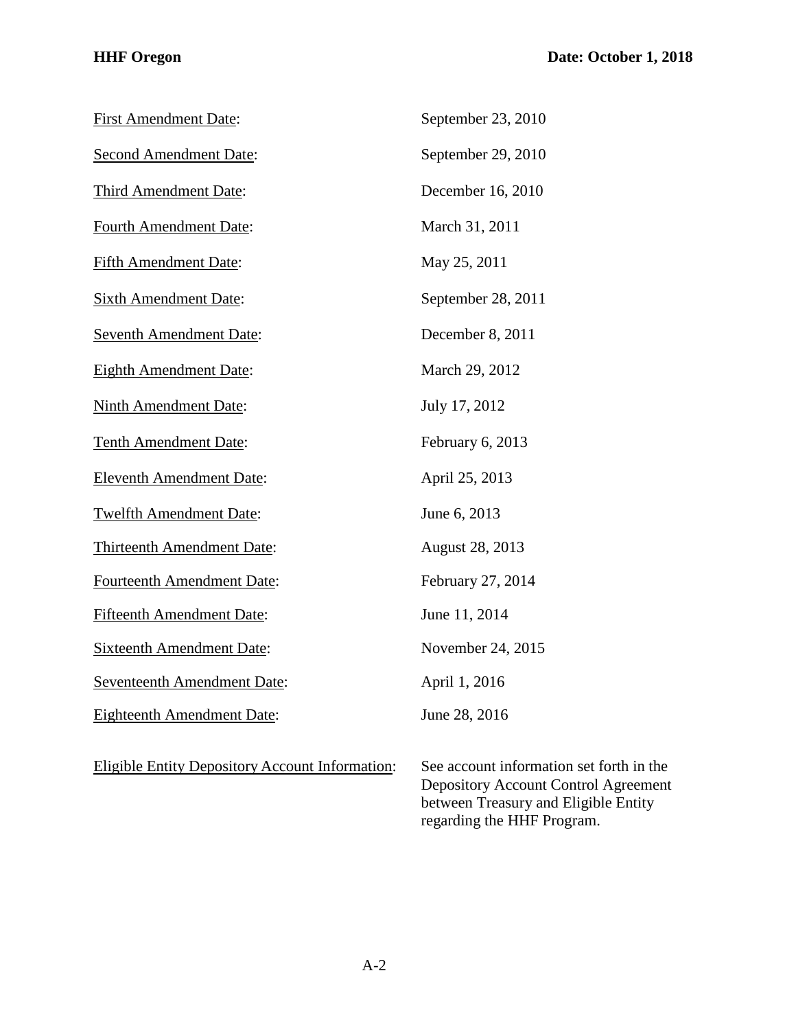| | |
|---|---|
| First Amendment Date: | September 23, 2010 |
| Second Amendment Date: | September 29, 2010 |
| Third Amendment Date: | December 16, 2010 |
| Fourth Amendment Date: | March 31, 2011 |
| Fifth Amendment Date: | May 25, 2011 |
| Sixth Amendment Date: | September 28, 2011 |
| Seventh Amendment Date: | December 8, 2011 |
| Eighth Amendment Date: | March 29, 2012 |
| Ninth Amendment Date: | July 17, 2012 |
| Tenth Amendment Date: | February 6, 2013 |
| Eleventh Amendment Date: | April 25, 2013 |
| Twelfth Amendment Date: | June 6, 2013 |
| Thirteenth Amendment Date: | August 28, 2013 |
| Fourteenth Amendment Date: | February 27, 2014 |
| Fifteenth Amendment Date: | June 11, 2014 |
| Sixteenth Amendment Date: | November 24, 2015 |
| Seventeenth Amendment Date: | April 1, 2016 |
| Eighteenth Amendment Date: | June 28, 2016 |
| Eligible Entity Depository Account Information: | See account information set forth in the Depository Account Control Agreement between Treasury and Eligible Entity regarding the HHF Program. |